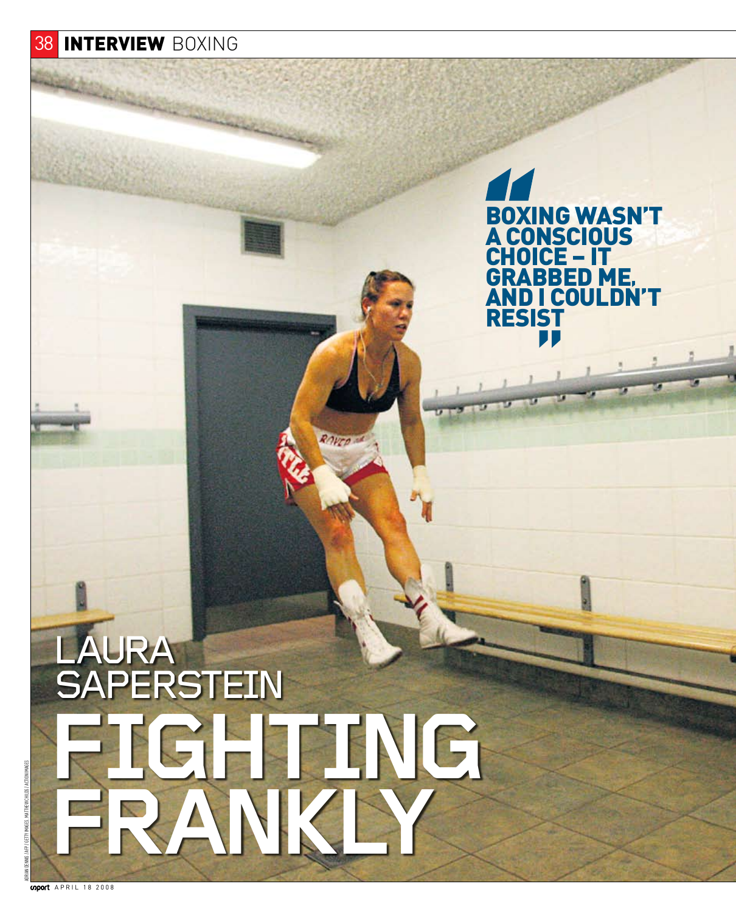# LAURA SAPERSTEIN
# FIGHTING FRANKLY

> **BOXING WASN'T A CONSCIOUS CHOICE – IT GRABBED ME, AND I COULDN'T RESIST**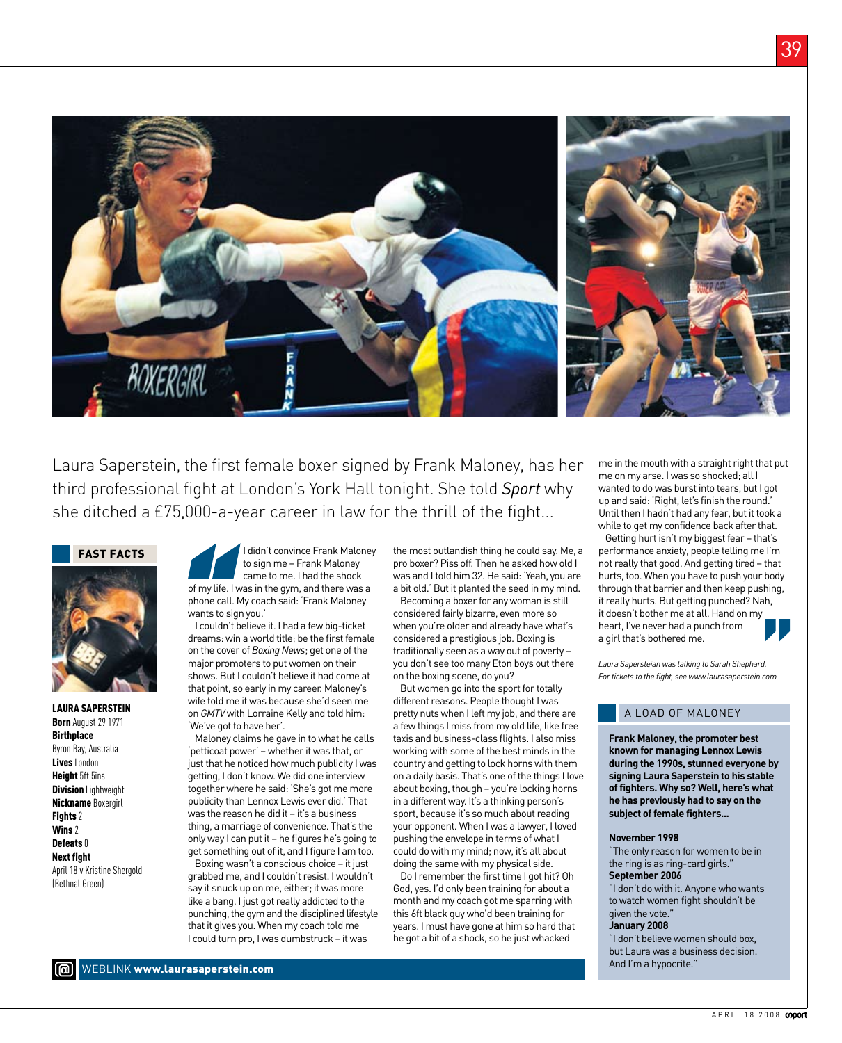Laura Saperstein, the first female boxer signed by Frank Maloney, has her third professional fight at London's York Hall tonight. She told *Sport* why she ditched a £75,000-a-year career in law for the thrill of the fight...

## FAST FACTS

**LAURA SAPERSTEIN**
**Born** August 29 1971
**Birthplace** Byron Bay, Australia
**Lives** London
**Height** 5ft 5ins
**Division** Lightweight
**Nickname** Boxergirl
**Fights** 2
**Wins** 2
**Defeats** 0
**Next fight** April 18 v Kristine Shergold (Bethnal Green)

I didn't convince Frank Maloney to sign me – Frank Maloney came to me. I had the shock of my life. I was in the gym, and there was a phone call. My coach said: 'Frank Maloney wants to sign you.'

I couldn't believe it. I had a few big-ticket dreams: win a world title; be the first female on the cover of *Boxing News*; get one of the major promoters to put women on their shows. But I couldn't believe it had come at that point, so early in my career. Maloney's wife told me it was because she'd seen me on *GMTV* with Lorraine Kelly and told him: 'We've got to have her'.

Maloney claims he gave in to what he calls 'petticoat power' – whether it was that, or just that he noticed how much publicity I was getting, I don't know. We did one interview together where he said: 'She's got me more publicity than Lennox Lewis ever did.' That was the reason he did it – it's a business thing, a marriage of convenience. That's the only way I can put it – he figures he's going to get something out of it, and I figure I am too.

Boxing wasn't a conscious choice – it just grabbed me, and I couldn't resist. I wouldn't say it snuck up on me, either; it was more like a bang. I just got really addicted to the punching, the gym and the disciplined lifestyle that it gives you. When my coach told me I could turn pro, I was dumbstruck – it was the most outlandish thing he could say. Me, a pro boxer? Piss off. Then he asked how old I was and I told him 32. He said: 'Yeah, you are a bit old.' But it planted the seed in my mind.

Becoming a boxer for any woman is still considered fairly bizarre, even more so when you're older and already have what's considered a prestigious job. Boxing is traditionally seen as a way out of poverty – you don't see too many Eton boys out there on the boxing scene, do you?

But women go into the sport for totally different reasons. People thought I was pretty nuts when I left my job, and there are a few things I miss from my old life, like free taxis and business-class flights. I also miss working with some of the best minds in the country and getting to lock horns with them on a daily basis. That's one of the things I love about boxing, though – you're locking horns in a different way. It's a thinking person's sport, because it's so much about reading your opponent. When I was a lawyer, I loved pushing the envelope in terms of what I could do with my mind; now, it's all about doing the same with my physical side.

Do I remember the first time I got hit? Oh God, yes. I'd only been training for about a month and my coach got me sparring with this 6ft black guy who'd been training for years. I must have gone at him so hard that he got a bit of a shock, so he just whacked me in the mouth with a straight right that put me on my arse. I was so shocked; all I wanted to do was burst into tears, but I got up and said: 'Right, let's finish the round.' Until then I hadn't had any fear, but it took a while to get my confidence back after that.

Getting hurt isn't my biggest fear – that's performance anxiety, people telling me I'm not really that good. And getting tired – that hurts, too. When you have to push your body through that barrier and then keep pushing, it really hurts. But getting punched? Nah, it doesn't bother me at all. Hand on my heart, I've never had a punch from a girl that's bothered me.

*Laura Saperstean was talking to Sarah Shephard. For tickets to the fight, see www.laurasaperstein.com*

WEBLINK **www.laurasaperstein.com**

## A LOAD OF MALONEY

**Frank Maloney, the promoter best known for managing Lennox Lewis during the 1990s, stunned everyone by signing Laura Saperstein to his stable of fighters. Why so? Well, here's what he has previously had to say on the subject of female fighters...**

**November 1998**
"The only reason for women to be in the ring is as ring-card girls."

**September 2006**
"I don't do with it. Anyone who wants to watch women fight shouldn't be given the vote."

**January 2008**
"I don't believe women should box, but Laura was a business decision. And I'm a hypocrite."